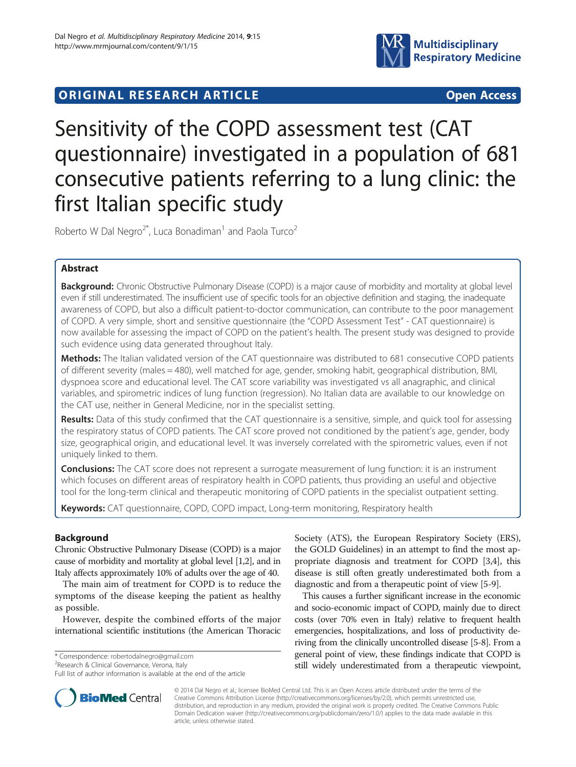ORIGINAL RESEARCH ARTICLE **Open Access**

# Sensitivity of the COPD assessment test (CAT questionnaire) investigated in a population of 681 consecutive patients referring to a lung clinic: the first Italian specific study

Roberto W Dal Negro[2*], Luca Bonadiman[1] and Paola Turco[2]

## Abstract

**Background:** Chronic Obstructive Pulmonary Disease (COPD) is a major cause of morbidity and mortality at global level even if still underestimated. The insufficient use of specific tools for an objective definition and staging, the inadequate awareness of COPD, but also a difficult patient-to-doctor communication, can contribute to the poor management of COPD. A very simple, short and sensitive questionnaire (the "COPD Assessment Test" - CAT questionnaire) is now available for assessing the impact of COPD on the patient's health. The present study was designed to provide such evidence using data generated throughout Italy.

**Methods:** The Italian validated version of the CAT questionnaire was distributed to 681 consecutive COPD patients of different severity (males = 480), well matched for age, gender, smoking habit, geographical distribution, BMI, dyspnoea score and educational level. The CAT score variability was investigated vs all anagraphic, and clinical variables, and spirometric indices of lung function (regression). No Italian data are available to our knowledge on the CAT use, neither in General Medicine, nor in the specialist setting.

**Results:** Data of this study confirmed that the CAT questionnaire is a sensitive, simple, and quick tool for assessing the respiratory status of COPD patients. The CAT score proved not conditioned by the patient's age, gender, body size, geographical origin, and educational level. It was inversely correlated with the spirometric values, even if not uniquely linked to them.

**Conclusions:** The CAT score does not represent a surrogate measurement of lung function: it is an instrument which focuses on different areas of respiratory health in COPD patients, thus providing an useful and objective tool for the long-term clinical and therapeutic monitoring of COPD patients in the specialist outpatient setting.

**Keywords:** CAT questionnaire, COPD, COPD impact, Long-term monitoring, Respiratory health

## Background

Chronic Obstructive Pulmonary Disease (COPD) is a major cause of morbidity and mortality at global level [1,2], and in Italy affects approximately 10% of adults over the age of 40.

The main aim of treatment for COPD is to reduce the symptoms of the disease keeping the patient as healthy as possible.

However, despite the combined efforts of the major international scientific institutions (the American Thoracic Society (ATS), the European Respiratory Society (ERS), the GOLD Guidelines) in an attempt to find the most appropriate diagnosis and treatment for COPD [3,4], this disease is still often greatly underestimated both from a diagnostic and from a therapeutic point of view [5-9].

This causes a further significant increase in the economic and socio-economic impact of COPD, mainly due to direct costs (over 70% even in Italy) relative to frequent health emergencies, hospitalizations, and loss of productivity deriving from the clinically uncontrolled disease [5-8]. From a general point of view, these findings indicate that COPD is still widely underestimated from a therapeutic viewpoint,

\* Correspondence: robertodalnegro@gmail.com
[2]Research & Clinical Governance, Verona, Italy
Full list of author information is available at the end of the article

© 2014 Dal Negro et al.; licensee BioMed Central Ltd. This is an Open Access article distributed under the terms of the Creative Commons Attribution License (http://creativecommons.org/licenses/by/2.0), which permits unrestricted use, distribution, and reproduction in any medium, provided the original work is properly credited. The Creative Commons Public Domain Dedication waiver (http://creativecommons.org/publicdomain/zero/1.0/) applies to the data made available in this article, unless otherwise stated.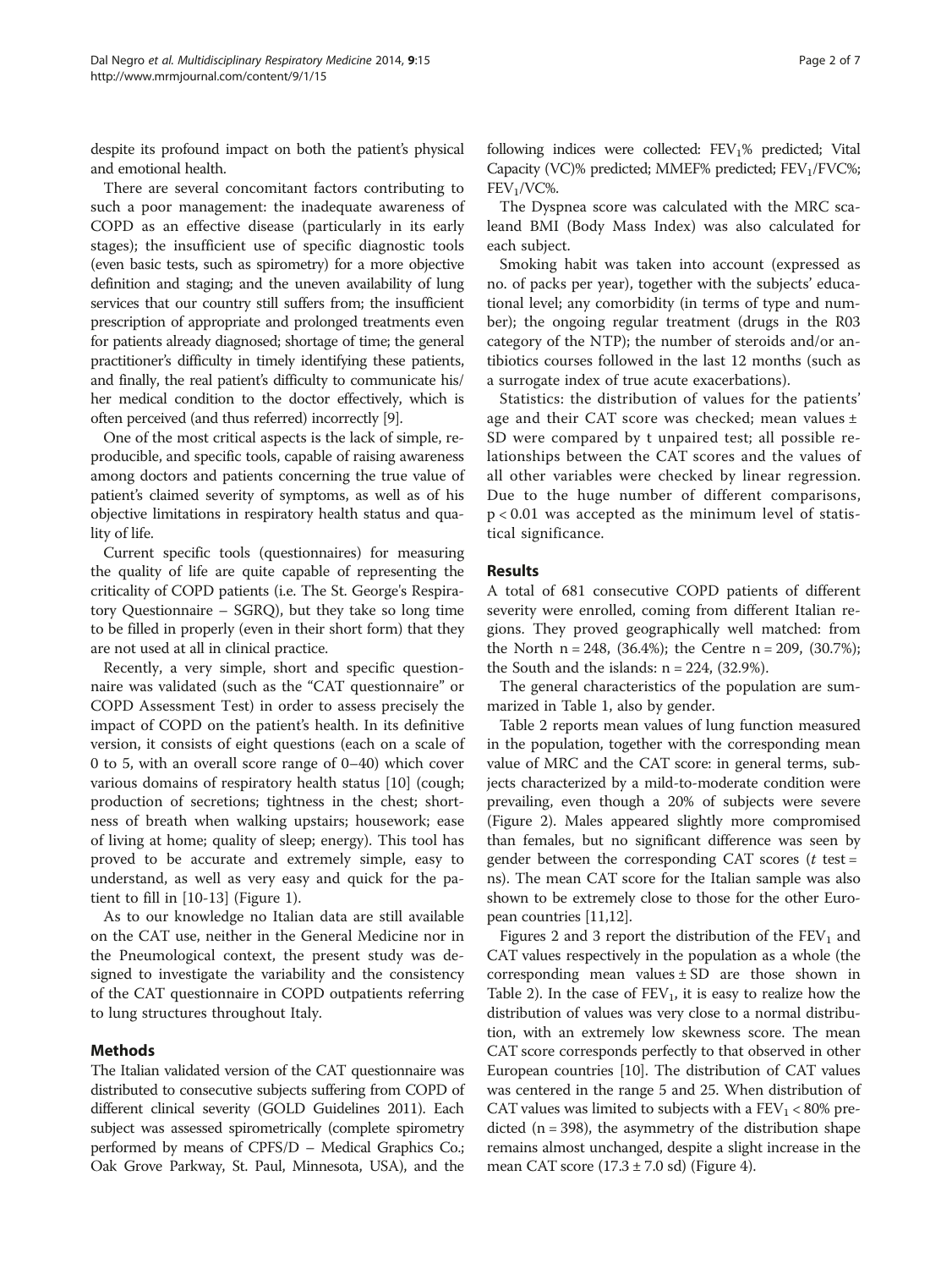despite its profound impact on both the patient's physical and emotional health.

There are several concomitant factors contributing to such a poor management: the inadequate awareness of COPD as an effective disease (particularly in its early stages); the insufficient use of specific diagnostic tools (even basic tests, such as spirometry) for a more objective definition and staging; and the uneven availability of lung services that our country still suffers from; the insufficient prescription of appropriate and prolonged treatments even for patients already diagnosed; shortage of time; the general practitioner's difficulty in timely identifying these patients, and finally, the real patient's difficulty to communicate his/her medical condition to the doctor effectively, which is often perceived (and thus referred) incorrectly [9].

One of the most critical aspects is the lack of simple, reproducible, and specific tools, capable of raising awareness among doctors and patients concerning the true value of patient's claimed severity of symptoms, as well as of his objective limitations in respiratory health status and quality of life.

Current specific tools (questionnaires) for measuring the quality of life are quite capable of representing the criticality of COPD patients (i.e. The St. George's Respiratory Questionnaire – SGRQ), but they take so long time to be filled in properly (even in their short form) that they are not used at all in clinical practice.

Recently, a very simple, short and specific questionnaire was validated (such as the "CAT questionnaire" or COPD Assessment Test) in order to assess precisely the impact of COPD on the patient's health. In its definitive version, it consists of eight questions (each on a scale of 0 to 5, with an overall score range of 0–40) which cover various domains of respiratory health status [10] (cough; production of secretions; tightness in the chest; shortness of breath when walking upstairs; housework; ease of living at home; quality of sleep; energy). This tool has proved to be accurate and extremely simple, easy to understand, as well as very easy and quick for the patient to fill in [10-13] (Figure 1).

As to our knowledge no Italian data are still available on the CAT use, neither in the General Medicine nor in the Pneumological context, the present study was designed to investigate the variability and the consistency of the CAT questionnaire in COPD outpatients referring to lung structures throughout Italy.

## Methods

The Italian validated version of the CAT questionnaire was distributed to consecutive subjects suffering from COPD of different clinical severity (GOLD Guidelines 2011). Each subject was assessed spirometrically (complete spirometry performed by means of CPFS/D – Medical Graphics Co.; Oak Grove Parkway, St. Paul, Minnesota, USA), and the following indices were collected: $FEV_1$% predicted; Vital Capacity (VC)% predicted; MMEF% predicted; $FEV_1$/FVC%; $FEV_1$/VC%.

The Dyspnea score was calculated with the MRC scaleand BMI (Body Mass Index) was also calculated for each subject.

Smoking habit was taken into account (expressed as no. of packs per year), together with the subjects' educational level; any comorbidity (in terms of type and number); the ongoing regular treatment (drugs in the R03 category of the NTP); the number of steroids and/or antibiotics courses followed in the last 12 months (such as a surrogate index of true acute exacerbations).

Statistics: the distribution of values for the patients' age and their CAT score was checked; mean values ± SD were compared by t unpaired test; all possible relationships between the CAT scores and the values of all other variables were checked by linear regression. Due to the huge number of different comparisons, $p < 0.01$ was accepted as the minimum level of statistical significance.

## Results

A total of 681 consecutive COPD patients of different severity were enrolled, coming from different Italian regions. They proved geographically well matched: from the North n = 248, (36.4%); the Centre n = 209, (30.7%); the South and the islands: n = 224, (32.9%).

The general characteristics of the population are summarized in Table 1, also by gender.

Table 2 reports mean values of lung function measured in the population, together with the corresponding mean value of MRC and the CAT score: in general terms, subjects characterized by a mild-to-moderate condition were prevailing, even though a 20% of subjects were severe (Figure 2). Males appeared slightly more compromised than females, but no significant difference was seen by gender between the corresponding CAT scores (*t* test = ns). The mean CAT score for the Italian sample was also shown to be extremely close to those for the other European countries [11,12].

Figures 2 and 3 report the distribution of the $FEV_1$ and CAT values respectively in the population as a whole (the corresponding mean values ± SD are those shown in Table 2). In the case of $FEV_1$, it is easy to realize how the distribution of values was very close to a normal distribution, with an extremely low skewness score. The mean CAT score corresponds perfectly to that observed in other European countries [10]. The distribution of CAT values was centered in the range 5 and 25. When distribution of CAT values was limited to subjects with a $FEV_1$ < 80% predicted (n = 398), the asymmetry of the distribution shape remains almost unchanged, despite a slight increase in the mean CAT score (17.3 ± 7.0 sd) (Figure 4).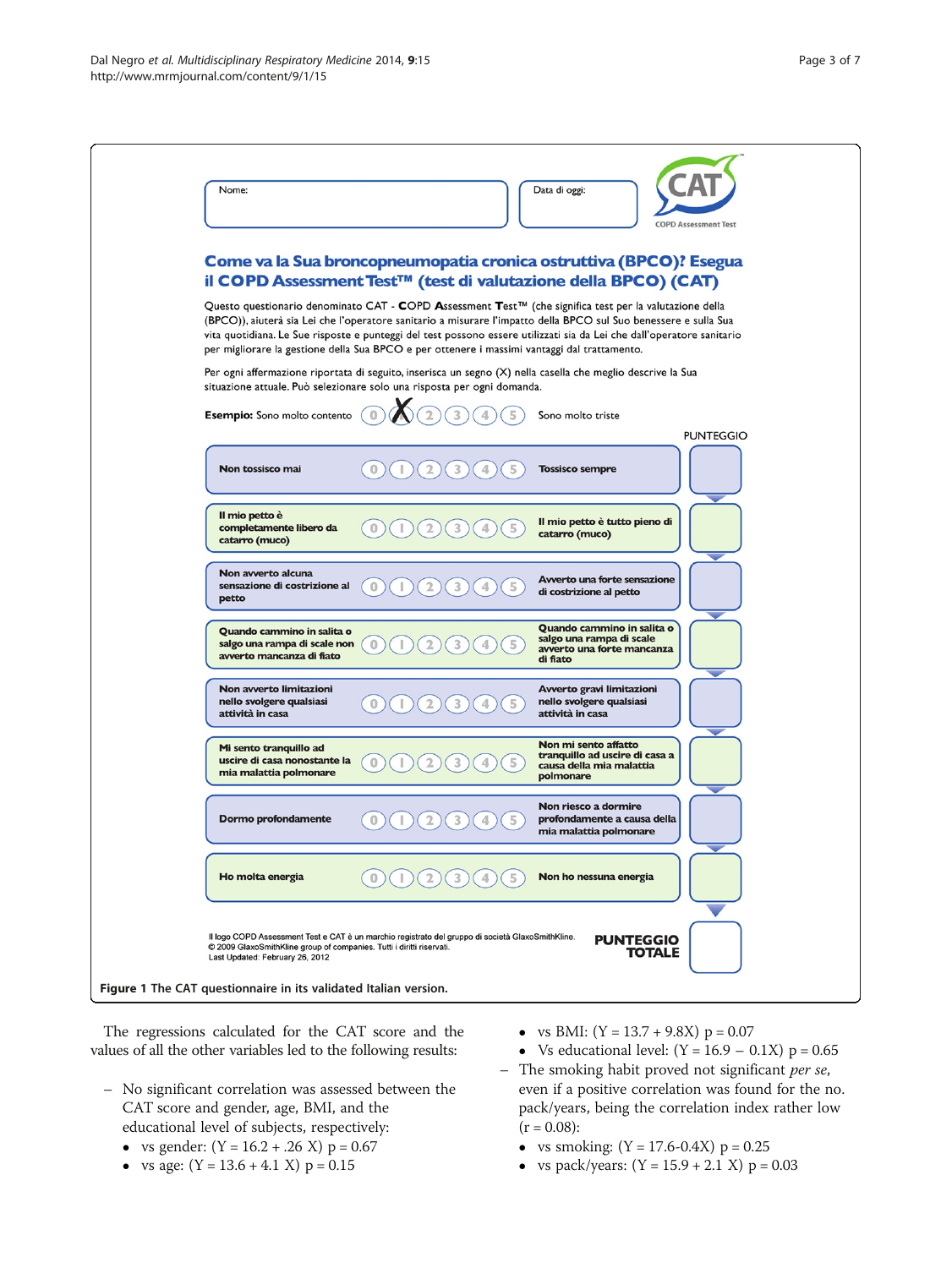Nome: | Data di oggi:

**CAT** COPD Assessment Test

## Come va la Sua broncopneumopatia cronica ostruttiva (BPCO)? Esegua il COPD Assessment Test™ (test di valutazione della BPCO) (CAT)

Questo questionario denominato CAT - **C**OPD **A**ssessment **T**est™ (che significa test per la valutazione della (BPCO)), aiuterà sia Lei che l'operatore sanitario a misurare l'impatto della BPCO sul Suo benessere e sulla Sua vita quotidiana. Le Sue risposte e punteggi del test possono essere utilizzati sia da Lei che dall'operatore sanitario per migliorare la gestione della Sua BPCO e per ottenere i massimi vantaggi dal trattamento.

Per ogni affermazione riportata di seguito, inserisca un segno (X) nella casella che meglio descrive la Sua situazione attuale. Può selezionare solo una risposta per ogni domanda.

**Esempio:** Sono molto contento (0) (X) (2) (3) (4) (5) Sono molto triste

| | | | PUNTEGGIO |
|---|---|---|---|
| Non tossisco mai | 0 1 2 3 4 5 | Tossisco sempre | |
| Il mio petto è completamente libero da catarro (muco) | 0 1 2 3 4 5 | Il mio petto è tutto pieno di catarro (muco) | |
| Non avverto alcuna sensazione di costrizione al petto | 0 1 2 3 4 5 | Avverto una forte sensazione di costrizione al petto | |
| Quando cammino in salita o salgo una rampa di scale non avverto mancanza di fiato | 0 1 2 3 4 5 | Quando cammino in salita o salgo una rampa di scale avverto una forte mancanza di fiato | |
| Non avverto limitazioni nello svolgere qualsiasi attività in casa | 0 1 2 3 4 5 | Avverto gravi limitazioni nello svolgere qualsiasi attività in casa | |
| Mi sento tranquillo ad uscire di casa nonostante la mia malattia polmonare | 0 1 2 3 4 5 | Non mi sento affatto tranquillo ad uscire di casa a causa della mia malattia polmonare | |
| Dormo profondamente | 0 1 2 3 4 5 | Non riesco a dormire profondamente a causa della mia malattia polmonare | |
| Ho molta energia | 0 1 2 3 4 5 | Non ho nessuna energia | |
| | | **PUNTEGGIO TOTALE** | |

Il logo COPD Assessment Test e CAT è un marchio registrato del gruppo di società GlaxoSmithKline.
© 2009 GlaxoSmithKline group of companies. Tutti i diritti riservati.
Last Updated: February 26, 2012

**Figure 1** The CAT questionnaire in its validated Italian version.

The regressions calculated for the CAT score and the values of all the other variables led to the following results:

- No significant correlation was assessed between the CAT score and gender, age, BMI, and the educational level of subjects, respectively:
  - vs gender: ($Y = 16.2 + .26\ X$) $p = 0.67$
  - vs age: ($Y = 13.6 + 4.1\ X$) $p = 0.15$
  - vs BMI: ($Y = 13.7 + 9.8X$) $p = 0.07$
  - Vs educational level: ($Y = 16.9 - 0.1X$) $p = 0.65$
- The smoking habit proved not significant *per se*, even if a positive correlation was found for the no. pack/years, being the correlation index rather low ($r = 0.08$):
  - vs smoking: ($Y = 17.6 - 0.4X$) $p = 0.25$
  - vs pack/years: ($Y = 15.9 + 2.1\ X$) $p = 0.03$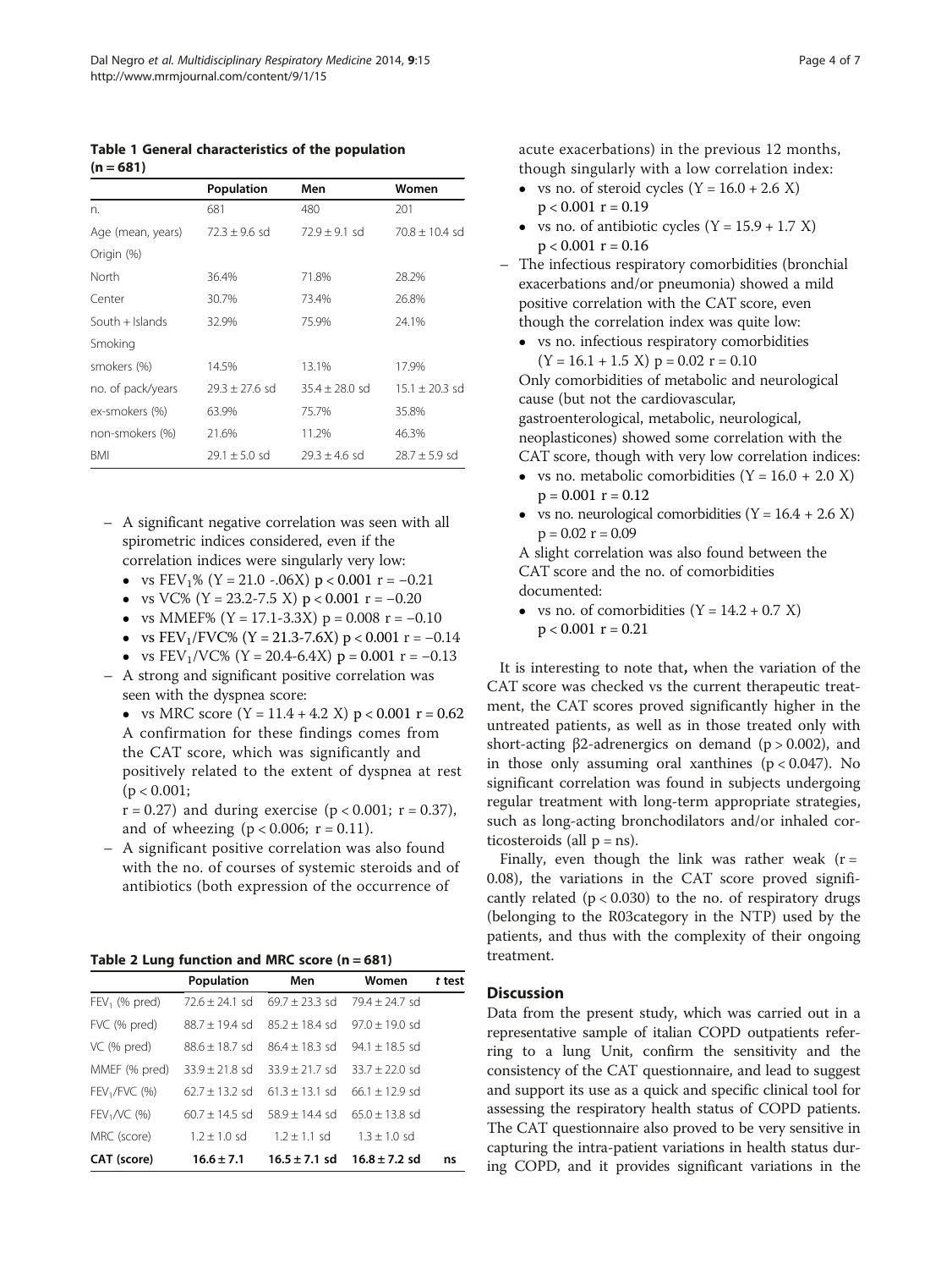**Table 1 General characteristics of the population (n = 681)**

| | Population | Men | Women |
|---|---|---|---|
| n. | 681 | 480 | 201 |
| Age (mean, years) | 72.3 ± 9.6 sd | 72.9 ± 9.1 sd | 70.8 ± 10.4 sd |
| Origin (%) | | | |
| North | 36.4% | 71.8% | 28.2% |
| Center | 30.7% | 73.4% | 26.8% |
| South + Islands | 32.9% | 75.9% | 24.1% |
| Smoking | | | |
| smokers (%) | 14.5% | 13.1% | 17.9% |
| no. of pack/years | 29.3 ± 27.6 sd | 35.4 ± 28.0 sd | 15.1 ± 20.3 sd |
| ex-smokers (%) | 63.9% | 75.7% | 35.8% |
| non-smokers (%) | 21.6% | 11.2% | 46.3% |
| BMI | 29.1 ± 5.0 sd | 29.3 ± 4.6 sd | 28.7 ± 5.9 sd |

- A significant negative correlation was seen with all spirometric indices considered, even if the correlation indices were singularly very low:
  - vs $FEV_1$% (Y = 21.0 -.06X) $p < 0.001$ $r = -0.21$
  - vs VC% (Y = 23.2-7.5 X) $p < 0.001$ $r = -0.20$
  - vs MMEF% (Y = 17.1-3.3X) $p = 0.008$ $r = -0.10$
  - vs $FEV_1$/FVC% (Y = 21.3-7.6X) $p < 0.001$ $r = -0.14$
  - vs $FEV_1$/VC% (Y = 20.4-6.4X) $p = 0.001$ $r = -0.13$
- A strong and significant positive correlation was seen with the dyspnea score:
  - vs MRC score (Y = 11.4 + 4.2 X) $p < 0.001$ $r = 0.62$

  A confirmation for these findings comes from the CAT score, which was significantly and positively related to the extent of dyspnea at rest ($p < 0.001$; $r = 0.27$) and during exercise ($p < 0.001$; $r = 0.37$), and of wheezing ($p < 0.006$; $r = 0.11$).
- A significant positive correlation was also found with the no. of courses of systemic steroids and of antibiotics (both expression of the occurrence of acute exacerbations) in the previous 12 months, though singularly with a low correlation index:
  - vs no. of steroid cycles (Y = 16.0 + 2.6 X) $p < 0.001$ $r = 0.19$
  - vs no. of antibiotic cycles (Y = 15.9 + 1.7 X) $p < 0.001$ $r = 0.16$
- The infectious respiratory comorbidities (bronchial exacerbations and/or pneumonia) showed a mild positive correlation with the CAT score, even though the correlation index was quite low:
  - vs no. infectious respiratory comorbidities (Y = 16.1 + 1.5 X) $p = 0.02$ $r = 0.10$

  Only comorbidities of metabolic and neurological cause (but not the cardiovascular, gastroenterological, metabolic, neurological, neoplasticones) showed some correlation with the CAT score, though with very low correlation indices:
  - vs no. metabolic comorbidities (Y = 16.0 + 2.0 X) $p = 0.001$ $r = 0.12$
  - vs no. neurological comorbidities (Y = 16.4 + 2.6 X) $p = 0.02$ $r = 0.09$

  A slight correlation was also found between the CAT score and the no. of comorbidities documented:
  - vs no. of comorbidities (Y = 14.2 + 0.7 X) $p < 0.001$ $r = 0.21$

**Table 2 Lung function and MRC score (n = 681)**

| | Population | Men | Women | *t* test |
|---|---|---|---|---|
| $FEV_1$ (% pred) | 72.6 ± 24.1 sd | 69.7 ± 23.3 sd | 79.4 ± 24.7 sd | |
| FVC (% pred) | 88.7 ± 19.4 sd | 85.2 ± 18.4 sd | 97.0 ± 19.0 sd | |
| VC (% pred) | 88.6 ± 18.7 sd | 86.4 ± 18.3 sd | 94.1 ± 18.5 sd | |
| MMEF (% pred) | 33.9 ± 21.8 sd | 33.9 ± 21.7 sd | 33.7 ± 22.0 sd | |
| $FEV_1$/FVC (%) | 62.7 ± 13.2 sd | 61.3 ± 13.1 sd | 66.1 ± 12.9 sd | |
| $FEV_1$/VC (%) | 60.7 ± 14.5 sd | 58.9 ± 14.4 sd | 65.0 ± 13.8 sd | |
| MRC (score) | 1.2 ± 1.0 sd | 1.2 ± 1.1 sd | 1.3 ± 1.0 sd | |
| **CAT (score)** | **16.6 ± 7.1** | **16.5 ± 7.1 sd** | **16.8 ± 7.2 sd** | ns |

It is interesting to note that**,** when the variation of the CAT score was checked vs the current therapeutic treatment, the CAT scores proved significantly higher in the untreated patients, as well as in those treated only with short-acting β2-adrenergics on demand ($p > 0.002$), and in those only assuming oral xanthines ($p < 0.047$). No significant correlation was found in subjects undergoing regular treatment with long-term appropriate strategies, such as long-acting bronchodilators and/or inhaled corticosteroids (all p = ns).

Finally, even though the link was rather weak ($r = 0.08$), the variations in the CAT score proved significantly related ($p < 0.030$) to the no. of respiratory drugs (belonging to the R03category in the NTP) used by the patients, and thus with the complexity of their ongoing treatment.

## Discussion

Data from the present study, which was carried out in a representative sample of italian COPD outpatients referring to a lung Unit, confirm the sensitivity and the consistency of the CAT questionnaire, and lead to suggest and support its use as a quick and specific clinical tool for assessing the respiratory health status of COPD patients. The CAT questionnaire also proved to be very sensitive in capturing the intra-patient variations in health status during COPD, and it provides significant variations in the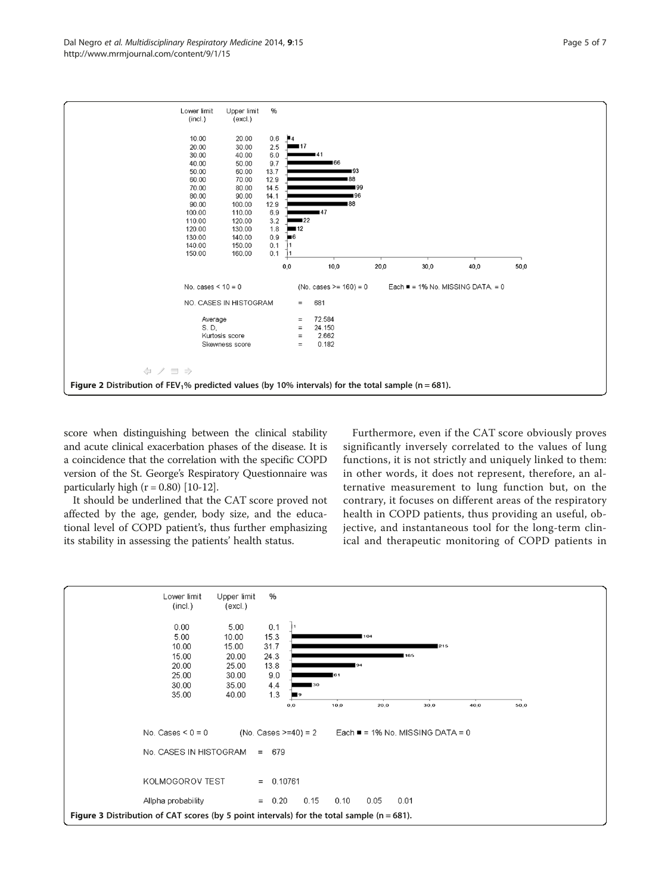| Lower limit (incl.) | Upper limit (excl.) | % | n |
|---|---|---|---|
| 10.00 | 20.00 | 0.6 | 4 |
| 20.00 | 30.00 | 2.5 | 17 |
| 30.00 | 40.00 | 6.0 | 41 |
| 40.00 | 50.00 | 9.7 | 66 |
| 50.00 | 60.00 | 13.7 | 93 |
| 60.00 | 70.00 | 12.9 | 88 |
| 70.00 | 80.00 | 14.5 | 99 |
| 80.00 | 90.00 | 14.1 | 96 |
| 90.00 | 100.00 | 12.9 | 88 |
| 100.00 | 110.00 | 6.9 | 47 |
| 110.00 | 120.00 | 3.2 | 22 |
| 120.00 | 130.00 | 1.8 | 12 |
| 130.00 | 140.00 | 0.9 | 6 |
| 140.00 | 150.00 | 0.1 | 1 |
| 150.00 | 160.00 | 0.1 | 1 |

No. cases < 10 = 0 (No. cases >= 160) = 0 Each ■ = 1% No. MISSING DATA = 0

NO. CASES IN HISTOGRAM = 681

Average = 72.584
S. D. = 24.150
Kurtosis score = 2.662
Skewness score = 0.182

**Figure 2** Distribution of $FEV_1$% predicted values (by 10% intervals) for the total sample (n = 681).

score when distinguishing between the clinical stability and acute clinical exacerbation phases of the disease. It is a coincidence that the correlation with the specific COPD version of the St. George's Respiratory Questionnaire was particularly high (r = 0.80) [10-12].

It should be underlined that the CAT score proved not affected by the age, gender, body size, and the educational level of COPD patient's, thus further emphasizing its stability in assessing the patients' health status.

Furthermore, even if the CAT score obviously proves significantly inversely correlated to the values of lung functions, it is not strictly and uniquely linked to them: in other words, it does not represent, therefore, an alternative measurement to lung function but, on the contrary, it focuses on different areas of the respiratory health in COPD patients, thus providing an useful, objective, and instantaneous tool for the long-term clinical and therapeutic monitoring of COPD patients in

| Lower limit (incl.) | Upper limit (excl.) | % | n |
|---|---|---|---|
| 0.00 | 5.00 | 0.1 | 1 |
| 5.00 | 10.00 | 15.3 | 104 |
| 10.00 | 15.00 | 31.7 | 215 |
| 15.00 | 20.00 | 24.3 | 165 |
| 20.00 | 25.00 | 13.8 | 94 |
| 25.00 | 30.00 | 9.0 | 61 |
| 30.00 | 35.00 | 4.4 | 30 |
| 35.00 | 40.00 | 1.3 | 9 |

No. Cases < 0 = 0 (No. Cases >=40) = 2 Each ■ = 1% No. MISSING DATA = 0

NO. CASES IN HISTOGRAM = 679

KOLMOGOROV TEST = 0.10761

Allpha probability = 0.20 0.15 0.10 0.05 0.01

**Figure 3** Distribution of CAT scores (by 5 point intervals) for the total sample (n = 681).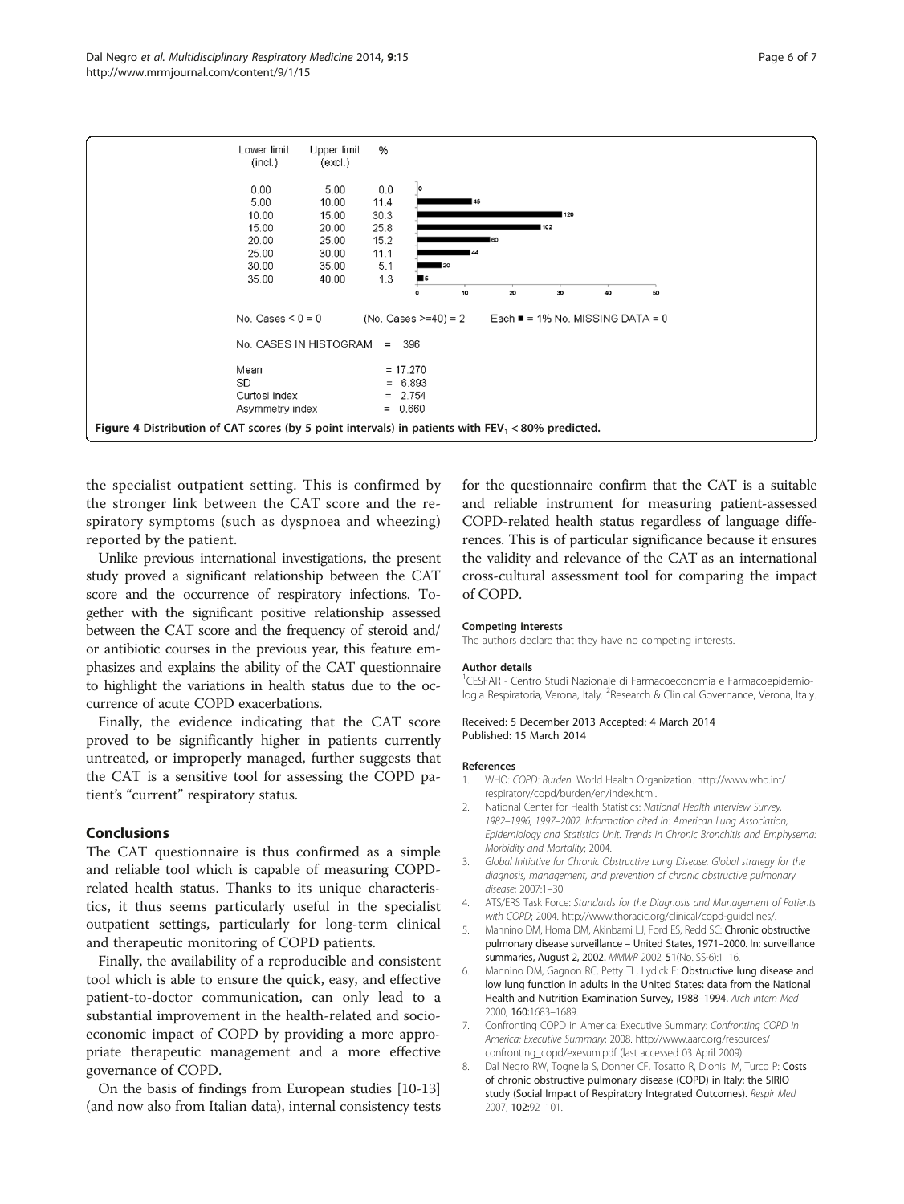| Lower limit (incl.) | Upper limit (excl.) | % | Count |
|---|---|---|---|
| 0.00 | 5.00 | 0.0 | 0 |
| 5.00 | 10.00 | 11.4 | 45 |
| 10.00 | 15.00 | 30.3 | 120 |
| 15.00 | 20.00 | 25.8 | 102 |
| 20.00 | 25.00 | 15.2 | 60 |
| 25.00 | 30.00 | 11.1 | 44 |
| 30.00 | 35.00 | 5.1 | 20 |
| 35.00 | 40.00 | 1.3 | 5 |

No. Cases < 0 = 0 (No. Cases >=40) = 2 Each ■ = 1% No. MISSING DATA = 0

No. CASES IN HISTOGRAM = 396

Mean = 17.270
SD = 6.893
Curtosi index = 2.754
Asymmetry index = 0.660

**Figure 4** Distribution of CAT scores (by 5 point intervals) in patients with $FEV_1$ < 80% predicted.

the specialist outpatient setting. This is confirmed by the stronger link between the CAT score and the respiratory symptoms (such as dyspnoea and wheezing) reported by the patient.

Unlike previous international investigations, the present study proved a significant relationship between the CAT score and the occurrence of respiratory infections. Together with the significant positive relationship assessed between the CAT score and the frequency of steroid and/or antibiotic courses in the previous year, this feature emphasizes and explains the ability of the CAT questionnaire to highlight the variations in health status due to the occurrence of acute COPD exacerbations.

Finally, the evidence indicating that the CAT score proved to be significantly higher in patients currently untreated, or improperly managed, further suggests that the CAT is a sensitive tool for assessing the COPD patient's "current" respiratory status.

## Conclusions

The CAT questionnaire is thus confirmed as a simple and reliable tool which is capable of measuring COPD-related health status. Thanks to its unique characteristics, it thus seems particularly useful in the specialist outpatient settings, particularly for long-term clinical and therapeutic monitoring of COPD patients.

Finally, the availability of a reproducible and consistent tool which is able to ensure the quick, easy, and effective patient-to-doctor communication, can only lead to a substantial improvement in the health-related and socio-economic impact of COPD by providing a more appropriate therapeutic management and a more effective governance of COPD.

On the basis of findings from European studies [10-13] (and now also from Italian data), internal consistency tests for the questionnaire confirm that the CAT is a suitable and reliable instrument for measuring patient-assessed COPD-related health status regardless of language differences. This is of particular significance because it ensures the validity and relevance of the CAT as an international cross-cultural assessment tool for comparing the impact of COPD.

#### Competing interests

The authors declare that they have no competing interests.

#### Author details

[1]CESFAR - Centro Studi Nazionale di Farmacoeconomia e Farmacoepidemiologia Respiratoria, Verona, Italy. [2]Research & Clinical Governance, Verona, Italy.

Received: 5 December 2013 Accepted: 4 March 2014
Published: 15 March 2014

#### References

1. WHO: *COPD: Burden.* World Health Organization. http://www.who.int/respiratory/copd/burden/en/index.html.
2. National Center for Health Statistics: *National Health Interview Survey, 1982–1996, 1997–2002. Information cited in: American Lung Association, Epidemiology and Statistics Unit. Trends in Chronic Bronchitis and Emphysema: Morbidity and Mortality*; 2004.
3. *Global Initiative for Chronic Obstructive Lung Disease. Global strategy for the diagnosis, management, and prevention of chronic obstructive pulmonary disease*; 2007:1–30.
4. ATS/ERS Task Force: *Standards for the Diagnosis and Management of Patients with COPD*; 2004. http://www.thoracic.org/clinical/copd-guidelines/.
5. Mannino DM, Homa DM, Akinbami LJ, Ford ES, Redd SC: **Chronic obstructive pulmonary disease surveillance – United States, 1971–2000. In: surveillance summaries, August 2, 2002.** *MMWR* 2002, **51**(No. SS-6):1–16.
6. Mannino DM, Gagnon RC, Petty TL, Lydick E: **Obstructive lung disease and low lung function in adults in the United States: data from the National Health and Nutrition Examination Survey, 1988–1994.** *Arch Intern Med* 2000, **160**:1683–1689.
7. Confronting COPD in America: Executive Summary: *Confronting COPD in America: Executive Summary*; 2008. http://www.aarc.org/resources/confronting_copd/exesum.pdf (last accessed 03 April 2009).
8. Dal Negro RW, Tognella S, Donner CF, Tosatto R, Dionisi M, Turco P: **Costs of chronic obstructive pulmonary disease (COPD) in Italy: the SIRIO study (Social Impact of Respiratory Integrated Outcomes).** *Respir Med* 2007, **102**:92–101.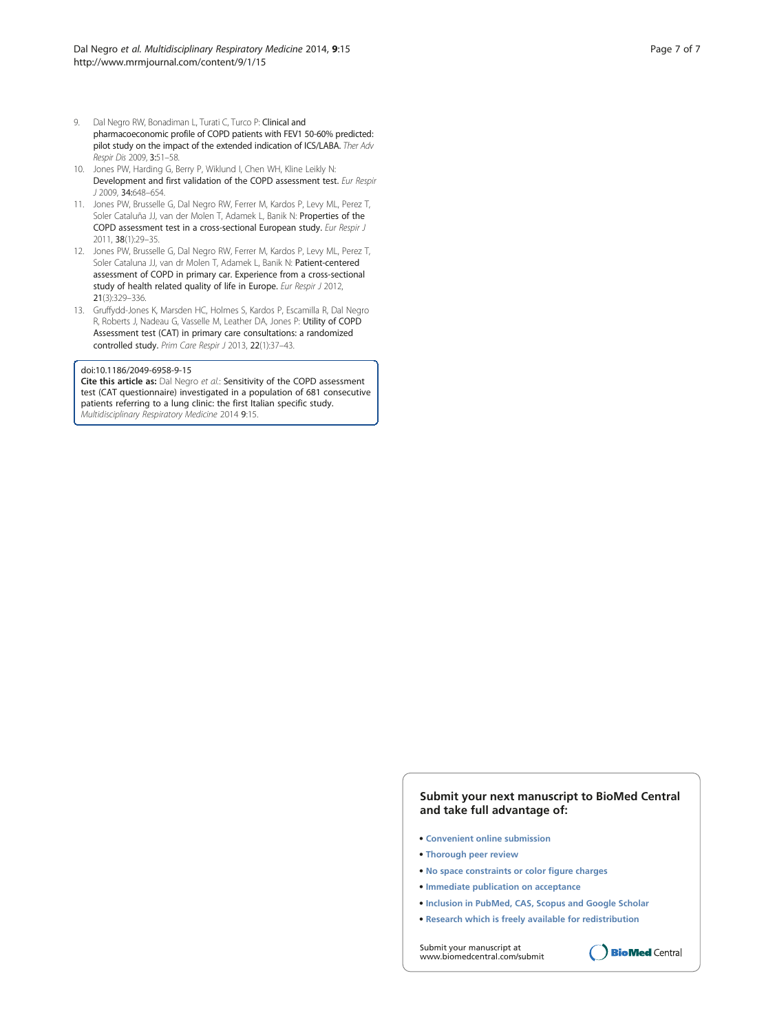9. Dal Negro RW, Bonadiman L, Turati C, Turco P: **Clinical and pharmacoeconomic profile of COPD patients with FEV1 50-60% predicted: pilot study on the impact of the extended indication of ICS/LABA.** *Ther Adv Respir Dis* 2009, **3:**51–58.
10. Jones PW, Harding G, Berry P, Wiklund I, Chen WH, Kline Leikly N: **Development and first validation of the COPD assessment test.** *Eur Respir J* 2009, **34:**648–654.
11. Jones PW, Brusselle G, Dal Negro RW, Ferrer M, Kardos P, Levy ML, Perez T, Soler Cataluña JJ, van der Molen T, Adamek L, Banik N: **Properties of the COPD assessment test in a cross-sectional European study.** *Eur Respir J* 2011, **38**(1):29–35.
12. Jones PW, Brusselle G, Dal Negro RW, Ferrer M, Kardos P, Levy ML, Perez T, Soler Cataluna JJ, van dr Molen T, Adamek L, Banik N: **Patient-centered assessment of COPD in primary car. Experience from a cross-sectional study of health related quality of life in Europe.** *Eur Respir J* 2012, **21**(3):329–336.
13. Gruffydd-Jones K, Marsden HC, Holmes S, Kardos P, Escamilla R, Dal Negro R, Roberts J, Nadeau G, Vasselle M, Leather DA, Jones P: **Utility of COPD Assessment test (CAT) in primary care consultations: a randomized controlled study.** *Prim Care Respir J* 2013, **22**(1):37–43.

doi:10.1186/2049-6958-9-15

**Cite this article as:** Dal Negro *et al.*: Sensitivity of the COPD assessment test (CAT questionnaire) investigated in a population of 681 consecutive patients referring to a lung clinic: the first Italian specific study. *Multidisciplinary Respiratory Medicine* 2014 **9**:15.

**Submit your next manuscript to BioMed Central and take full advantage of:**

- **Convenient online submission**
- **Thorough peer review**
- **No space constraints or color figure charges**
- **Immediate publication on acceptance**
- **Inclusion in PubMed, CAS, Scopus and Google Scholar**
- **Research which is freely available for redistribution**

Submit your manuscript at
www.biomedcentral.com/submit

BioMed Central